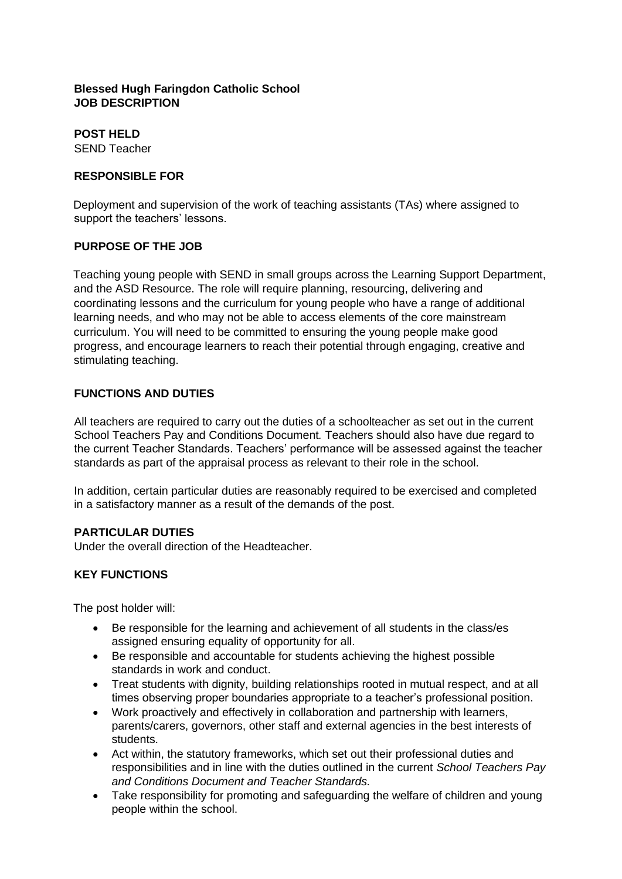**Blessed Hugh Faringdon Catholic School**
**JOB DESCRIPTION**

**POST HELD**
SEND Teacher

**RESPONSIBLE FOR**

Deployment and supervision of the work of teaching assistants (TAs) where assigned to support the teachers' lessons.

**PURPOSE OF THE JOB**

Teaching young people with SEND in small groups across the Learning Support Department, and the ASD Resource. The role will require planning, resourcing, delivering and coordinating lessons and the curriculum for young people who have a range of additional learning needs, and who may not be able to access elements of the core mainstream curriculum. You will need to be committed to ensuring the young people make good progress, and encourage learners to reach their potential through engaging, creative and stimulating teaching.

**FUNCTIONS AND DUTIES**

All teachers are required to carry out the duties of a schoolteacher as set out in the current School Teachers Pay and Conditions Document*.* Teachers should also have due regard to the current Teacher Standards. Teachers' performance will be assessed against the teacher standards as part of the appraisal process as relevant to their role in the school.

In addition, certain particular duties are reasonably required to be exercised and completed in a satisfactory manner as a result of the demands of the post.

**PARTICULAR DUTIES**
Under the overall direction of the Headteacher.

**KEY FUNCTIONS**

The post holder will:

- Be responsible for the learning and achievement of all students in the class/es assigned ensuring equality of opportunity for all.
- Be responsible and accountable for students achieving the highest possible standards in work and conduct.
- Treat students with dignity, building relationships rooted in mutual respect, and at all times observing proper boundaries appropriate to a teacher's professional position.
- Work proactively and effectively in collaboration and partnership with learners, parents/carers, governors, other staff and external agencies in the best interests of students.
- Act within, the statutory frameworks, which set out their professional duties and responsibilities and in line with the duties outlined in the current *School Teachers Pay and Conditions Document and Teacher Standards.*
- Take responsibility for promoting and safeguarding the welfare of children and young people within the school.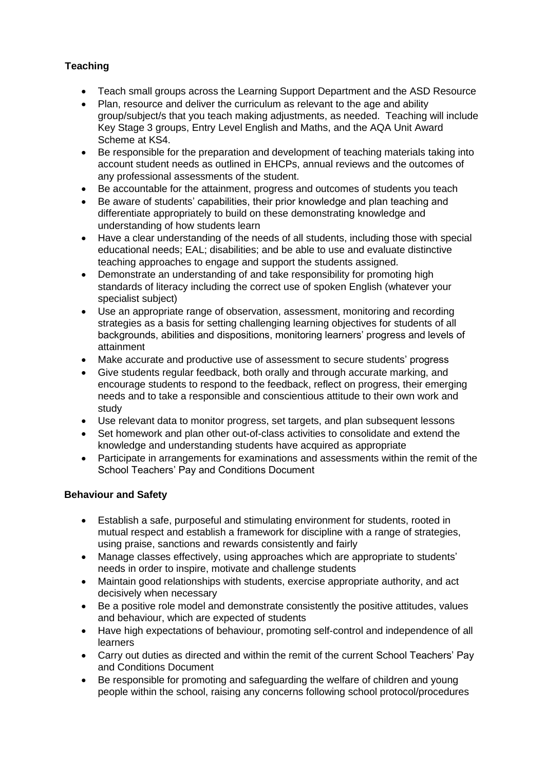## Teaching

- Teach small groups across the Learning Support Department and the ASD Resource
- Plan, resource and deliver the curriculum as relevant to the age and ability group/subject/s that you teach making adjustments, as needed. Teaching will include Key Stage 3 groups, Entry Level English and Maths, and the AQA Unit Award Scheme at KS4.
- Be responsible for the preparation and development of teaching materials taking into account student needs as outlined in EHCPs, annual reviews and the outcomes of any professional assessments of the student.
- Be accountable for the attainment, progress and outcomes of students you teach
- Be aware of students' capabilities, their prior knowledge and plan teaching and differentiate appropriately to build on these demonstrating knowledge and understanding of how students learn
- Have a clear understanding of the needs of all students, including those with special educational needs; EAL; disabilities; and be able to use and evaluate distinctive teaching approaches to engage and support the students assigned.
- Demonstrate an understanding of and take responsibility for promoting high standards of literacy including the correct use of spoken English (whatever your specialist subject)
- Use an appropriate range of observation, assessment, monitoring and recording strategies as a basis for setting challenging learning objectives for students of all backgrounds, abilities and dispositions, monitoring learners' progress and levels of attainment
- Make accurate and productive use of assessment to secure students' progress
- Give students regular feedback, both orally and through accurate marking, and encourage students to respond to the feedback, reflect on progress, their emerging needs and to take a responsible and conscientious attitude to their own work and study
- Use relevant data to monitor progress, set targets, and plan subsequent lessons
- Set homework and plan other out-of-class activities to consolidate and extend the knowledge and understanding students have acquired as appropriate
- Participate in arrangements for examinations and assessments within the remit of the School Teachers' Pay and Conditions Document

## Behaviour and Safety

- Establish a safe, purposeful and stimulating environment for students, rooted in mutual respect and establish a framework for discipline with a range of strategies, using praise, sanctions and rewards consistently and fairly
- Manage classes effectively, using approaches which are appropriate to students' needs in order to inspire, motivate and challenge students
- Maintain good relationships with students, exercise appropriate authority, and act decisively when necessary
- Be a positive role model and demonstrate consistently the positive attitudes, values and behaviour, which are expected of students
- Have high expectations of behaviour, promoting self-control and independence of all learners
- Carry out duties as directed and within the remit of the current School Teachers' Pay and Conditions Document
- Be responsible for promoting and safeguarding the welfare of children and young people within the school, raising any concerns following school protocol/procedures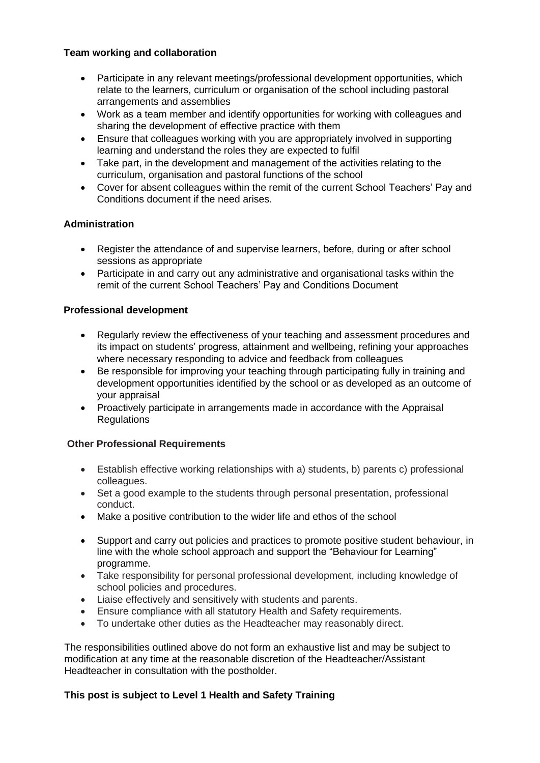**Team working and collaboration**

- Participate in any relevant meetings/professional development opportunities, which relate to the learners, curriculum or organisation of the school including pastoral arrangements and assemblies
- Work as a team member and identify opportunities for working with colleagues and sharing the development of effective practice with them
- Ensure that colleagues working with you are appropriately involved in supporting learning and understand the roles they are expected to fulfil
- Take part, in the development and management of the activities relating to the curriculum, organisation and pastoral functions of the school
- Cover for absent colleagues within the remit of the current School Teachers' Pay and Conditions document if the need arises.

**Administration**

- Register the attendance of and supervise learners, before, during or after school sessions as appropriate
- Participate in and carry out any administrative and organisational tasks within the remit of the current School Teachers' Pay and Conditions Document

**Professional development**

- Regularly review the effectiveness of your teaching and assessment procedures and its impact on students' progress, attainment and wellbeing, refining your approaches where necessary responding to advice and feedback from colleagues
- Be responsible for improving your teaching through participating fully in training and development opportunities identified by the school or as developed as an outcome of your appraisal
- Proactively participate in arrangements made in accordance with the Appraisal Regulations

**Other Professional Requirements**

- Establish effective working relationships with a) students, b) parents c) professional colleagues.
- Set a good example to the students through personal presentation, professional conduct.
- Make a positive contribution to the wider life and ethos of the school
- Support and carry out policies and practices to promote positive student behaviour, in line with the whole school approach and support the "Behaviour for Learning" programme.
- Take responsibility for personal professional development, including knowledge of school policies and procedures.
- Liaise effectively and sensitively with students and parents.
- Ensure compliance with all statutory Health and Safety requirements.
- To undertake other duties as the Headteacher may reasonably direct.

The responsibilities outlined above do not form an exhaustive list and may be subject to modification at any time at the reasonable discretion of the Headteacher/Assistant Headteacher in consultation with the postholder.

**This post is subject to Level 1 Health and Safety Training**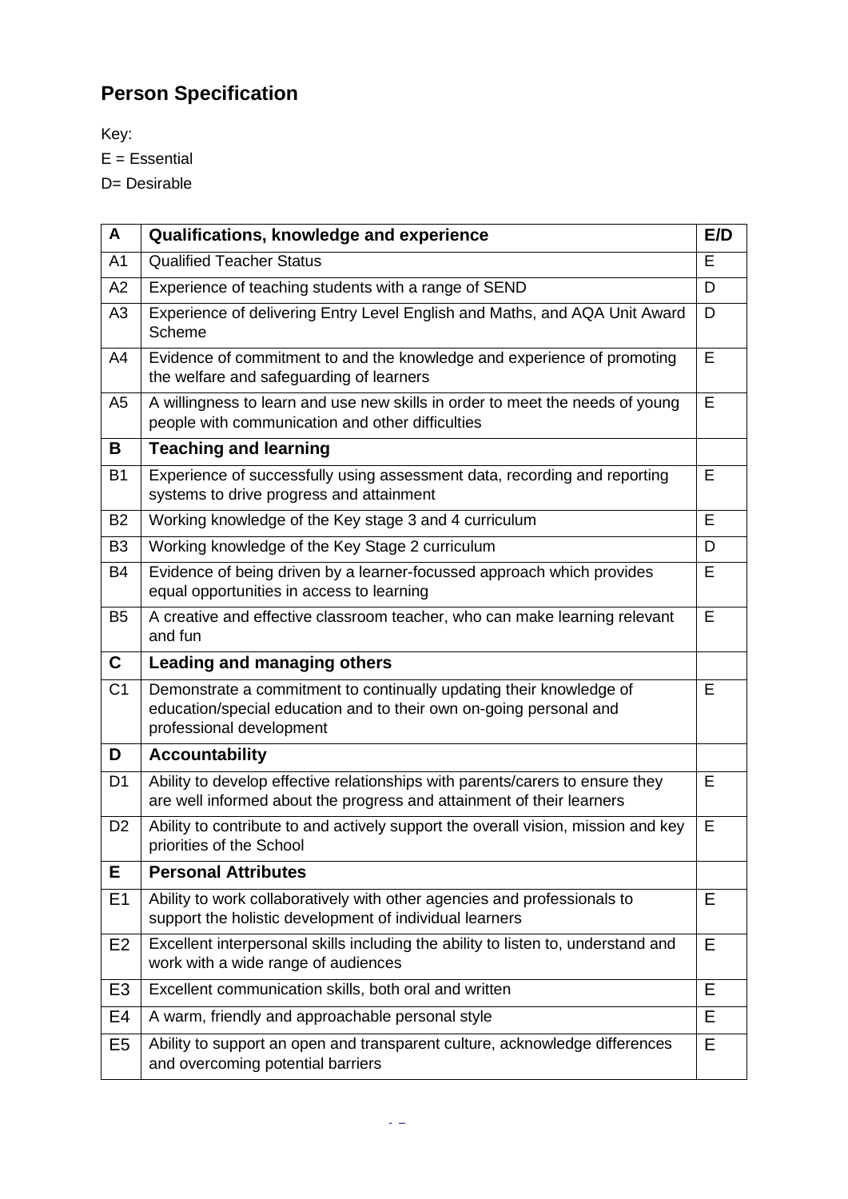## Person Specification

Key:

E = Essential

D= Desirable

| A | Qualifications, knowledge and experience | E/D |
|---|---|---|
| A1 | Qualified Teacher Status | E |
| A2 | Experience of teaching students with a range of SEND | D |
| A3 | Experience of delivering Entry Level English and Maths, and AQA Unit Award Scheme | D |
| A4 | Evidence of commitment to and the knowledge and experience of promoting the welfare and safeguarding of learners | E |
| A5 | A willingness to learn and use new skills in order to meet the needs of young people with communication and other difficulties | E |
| **B** | **Teaching and learning** | |
| B1 | Experience of successfully using assessment data, recording and reporting systems to drive progress and attainment | E |
| B2 | Working knowledge of the Key stage 3 and 4 curriculum | E |
| B3 | Working knowledge of the Key Stage 2 curriculum | D |
| B4 | Evidence of being driven by a learner-focussed approach which provides equal opportunities in access to learning | E |
| B5 | A creative and effective classroom teacher, who can make learning relevant and fun | E |
| **C** | **Leading and managing others** | |
| C1 | Demonstrate a commitment to continually updating their knowledge of education/special education and to their own on-going personal and professional development | E |
| **D** | **Accountability** | |
| D1 | Ability to develop effective relationships with parents/carers to ensure they are well informed about the progress and attainment of their learners | E |
| D2 | Ability to contribute to and actively support the overall vision, mission and key priorities of the School | E |
| **E** | **Personal Attributes** | |
| E1 | Ability to work collaboratively with other agencies and professionals to support the holistic development of individual learners | E |
| E2 | Excellent interpersonal skills including the ability to listen to, understand and work with a wide range of audiences | E |
| E3 | Excellent communication skills, both oral and written | E |
| E4 | A warm, friendly and approachable personal style | E |
| E5 | Ability to support an open and transparent culture, acknowledge differences and overcoming potential barriers | E |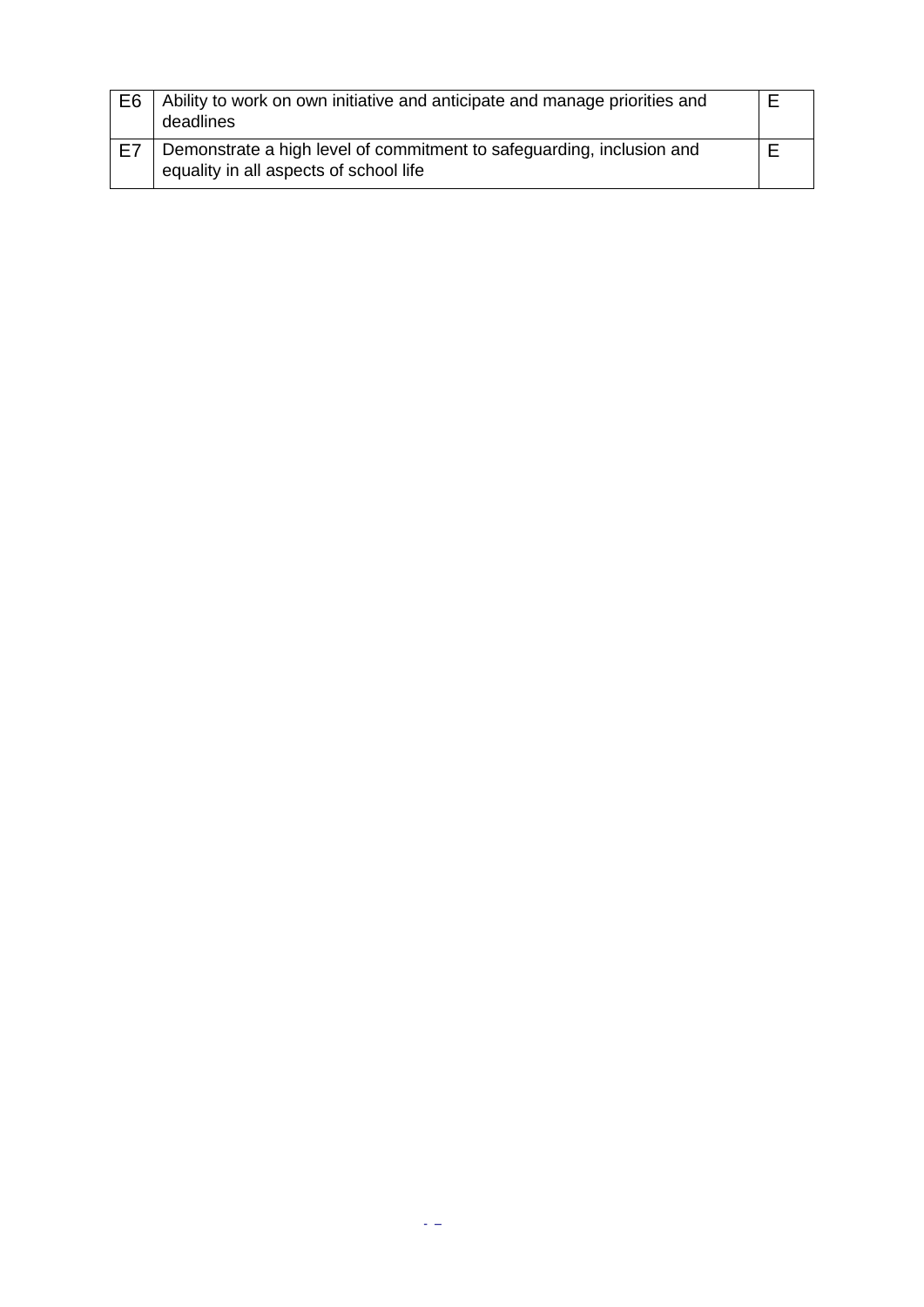| | | |
|---|---|---|
| E6 | Ability to work on own initiative and anticipate and manage priorities and deadlines | E |
| E7 | Demonstrate a high level of commitment to safeguarding, inclusion and equality in all aspects of school life | E |